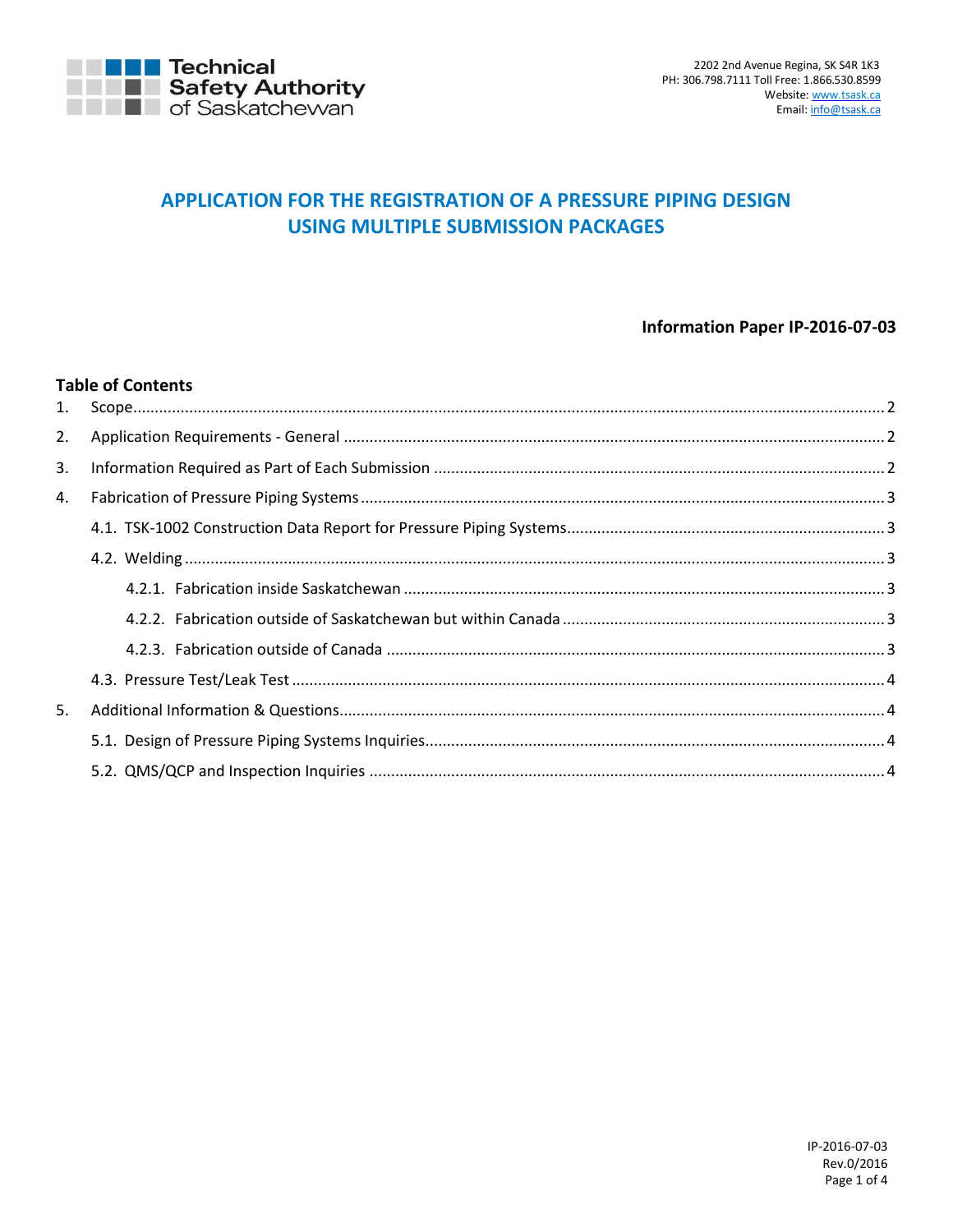Technical Safety Authority of Saskatchewan

2202 2nd Avenue Regina, SK S4R 1K3
PH: 306.798.7111 Toll Free: 1.866.530.8599
Website: www.tsask.ca
Email: info@tsask.ca

# APPLICATION FOR THE REGISTRATION OF A PRESSURE PIPING DESIGN USING MULTIPLE SUBMISSION PACKAGES

**Information Paper IP-2016-07-03**

## Table of Contents

1. Scope ........ 2
2. Application Requirements - General ........ 2
3. Information Required as Part of Each Submission ........ 2
4. Fabrication of Pressure Piping Systems ........ 3
   - 4.1. TSK-1002 Construction Data Report for Pressure Piping Systems ........ 3
   - 4.2. Welding ........ 3
     - 4.2.1. Fabrication inside Saskatchewan ........ 3
     - 4.2.2. Fabrication outside of Saskatchewan but within Canada ........ 3
     - 4.2.3. Fabrication outside of Canada ........ 3
   - 4.3. Pressure Test/Leak Test ........ 4
5. Additional Information & Questions ........ 4
   - 5.1. Design of Pressure Piping Systems Inquiries ........ 4
   - 5.2. QMS/QCP and Inspection Inquiries ........ 4

IP-2016-07-03
Rev.0/2016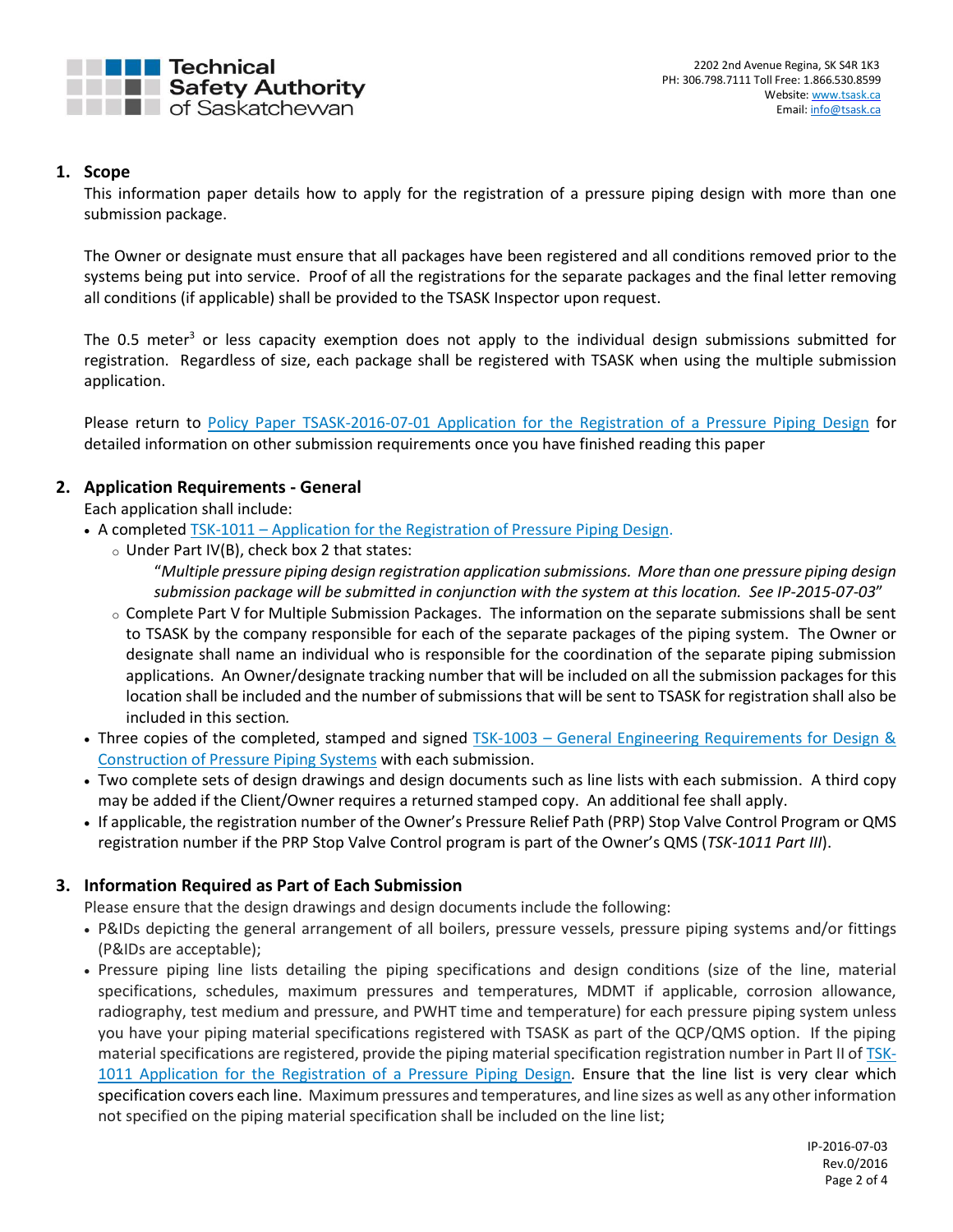## 1. Scope

This information paper details how to apply for the registration of a pressure piping design with more than one submission package.

The Owner or designate must ensure that all packages have been registered and all conditions removed prior to the systems being put into service. Proof of all the registrations for the separate packages and the final letter removing all conditions (if applicable) shall be provided to the TSASK Inspector upon request.

The 0.5 $meter^3$ or less capacity exemption does not apply to the individual design submissions submitted for registration. Regardless of size, each package shall be registered with TSASK when using the multiple submission application.

Please return to Policy Paper TSASK-2016-07-01 Application for the Registration of a Pressure Piping Design for detailed information on other submission requirements once you have finished reading this paper

## 2. Application Requirements - General

Each application shall include:

- A completed TSK-1011 – Application for the Registration of Pressure Piping Design.
  - Under Part IV(B), check box 2 that states:
    "*Multiple pressure piping design registration application submissions. More than one pressure piping design submission package will be submitted in conjunction with the system at this location. See IP-2015-07-03*"
  - Complete Part V for Multiple Submission Packages. The information on the separate submissions shall be sent to TSASK by the company responsible for each of the separate packages of the piping system. The Owner or designate shall name an individual who is responsible for the coordination of the separate piping submission applications. An Owner/designate tracking number that will be included on all the submission packages for this location shall be included and the number of submissions that will be sent to TSASK for registration shall also be included in this section.
- Three copies of the completed, stamped and signed TSK-1003 – General Engineering Requirements for Design & Construction of Pressure Piping Systems with each submission.
- Two complete sets of design drawings and design documents such as line lists with each submission. A third copy may be added if the Client/Owner requires a returned stamped copy. An additional fee shall apply.
- If applicable, the registration number of the Owner's Pressure Relief Path (PRP) Stop Valve Control Program or QMS registration number if the PRP Stop Valve Control program is part of the Owner's QMS (*TSK-1011 Part III*).

## 3. Information Required as Part of Each Submission

Please ensure that the design drawings and design documents include the following:

- P&IDs depicting the general arrangement of all boilers, pressure vessels, pressure piping systems and/or fittings (P&IDs are acceptable);
- Pressure piping line lists detailing the piping specifications and design conditions (size of the line, material specifications, schedules, maximum pressures and temperatures, MDMT if applicable, corrosion allowance, radiography, test medium and pressure, and PWHT time and temperature) for each pressure piping system unless you have your piping material specifications registered with TSASK as part of the QCP/QMS option. If the piping material specifications are registered, provide the piping material specification registration number in Part II of TSK-1011 Application for the Registration of a Pressure Piping Design. Ensure that the line list is very clear which specification covers each line. Maximum pressures and temperatures, and line sizes as well as any other information not specified on the piping material specification shall be included on the line list;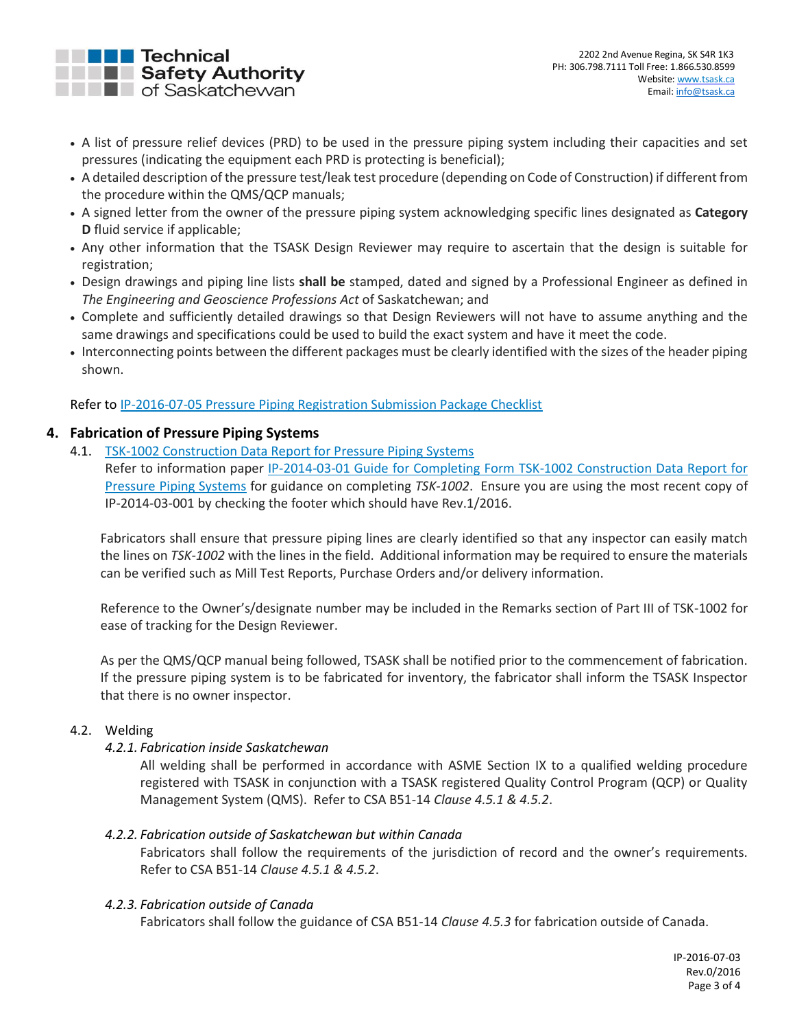- A list of pressure relief devices (PRD) to be used in the pressure piping system including their capacities and set pressures (indicating the equipment each PRD is protecting is beneficial);
- A detailed description of the pressure test/leak test procedure (depending on Code of Construction) if different from the procedure within the QMS/QCP manuals;
- A signed letter from the owner of the pressure piping system acknowledging specific lines designated as **Category D** fluid service if applicable;
- Any other information that the TSASK Design Reviewer may require to ascertain that the design is suitable for registration;
- Design drawings and piping line lists **shall be** stamped, dated and signed by a Professional Engineer as defined in *The Engineering and Geoscience Professions Act* of Saskatchewan; and
- Complete and sufficiently detailed drawings so that Design Reviewers will not have to assume anything and the same drawings and specifications could be used to build the exact system and have it meet the code.
- Interconnecting points between the different packages must be clearly identified with the sizes of the header piping shown.

Refer to IP-2016-07-05 Pressure Piping Registration Submission Package Checklist

## 4. Fabrication of Pressure Piping Systems

4.1. TSK-1002 Construction Data Report for Pressure Piping Systems

Refer to information paper IP-2014-03-01 Guide for Completing Form TSK-1002 Construction Data Report for Pressure Piping Systems for guidance on completing *TSK-1002*. Ensure you are using the most recent copy of IP-2014-03-001 by checking the footer which should have Rev.1/2016.

Fabricators shall ensure that pressure piping lines are clearly identified so that any inspector can easily match the lines on *TSK-1002* with the lines in the field. Additional information may be required to ensure the materials can be verified such as Mill Test Reports, Purchase Orders and/or delivery information.

Reference to the Owner's/designate number may be included in the Remarks section of Part III of TSK-1002 for ease of tracking for the Design Reviewer.

As per the QMS/QCP manual being followed, TSASK shall be notified prior to the commencement of fabrication. If the pressure piping system is to be fabricated for inventory, the fabricator shall inform the TSASK Inspector that there is no owner inspector.

4.2. Welding

*4.2.1. Fabrication inside Saskatchewan*

All welding shall be performed in accordance with ASME Section IX to a qualified welding procedure registered with TSASK in conjunction with a TSASK registered Quality Control Program (QCP) or Quality Management System (QMS). Refer to CSA B51-14 *Clause 4.5.1 & 4.5.2*.

*4.2.2. Fabrication outside of Saskatchewan but within Canada*

Fabricators shall follow the requirements of the jurisdiction of record and the owner's requirements. Refer to CSA B51-14 *Clause 4.5.1 & 4.5.2*.

*4.2.3. Fabrication outside of Canada*

Fabricators shall follow the guidance of CSA B51-14 *Clause 4.5.3* for fabrication outside of Canada.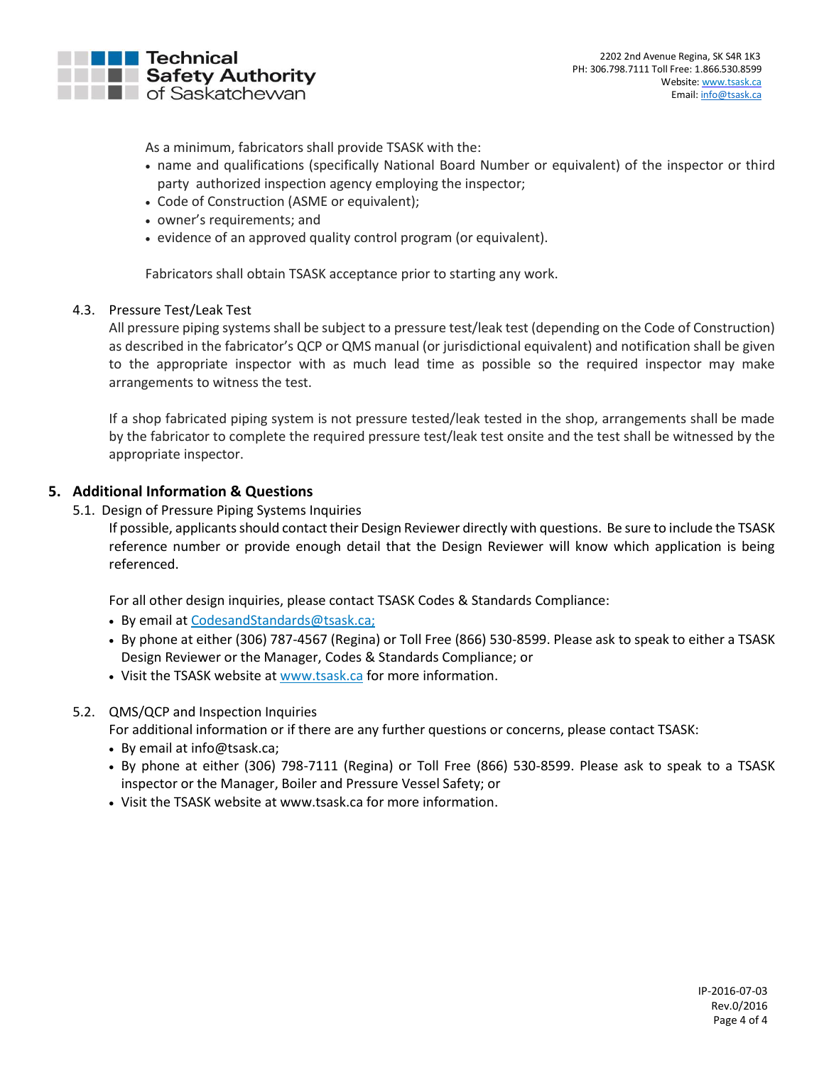As a minimum, fabricators shall provide TSASK with the:

- name and qualifications (specifically National Board Number or equivalent) of the inspector or third party authorized inspection agency employing the inspector;
- Code of Construction (ASME or equivalent);
- owner's requirements; and
- evidence of an approved quality control program (or equivalent).

Fabricators shall obtain TSASK acceptance prior to starting any work.

### 4.3. Pressure Test/Leak Test

All pressure piping systems shall be subject to a pressure test/leak test (depending on the Code of Construction) as described in the fabricator's QCP or QMS manual (or jurisdictional equivalent) and notification shall be given to the appropriate inspector with as much lead time as possible so the required inspector may make arrangements to witness the test.

If a shop fabricated piping system is not pressure tested/leak tested in the shop, arrangements shall be made by the fabricator to complete the required pressure test/leak test onsite and the test shall be witnessed by the appropriate inspector.

## 5. Additional Information & Questions

### 5.1. Design of Pressure Piping Systems Inquiries

If possible, applicants should contact their Design Reviewer directly with questions. Be sure to include the TSASK reference number or provide enough detail that the Design Reviewer will know which application is being referenced.

For all other design inquiries, please contact TSASK Codes & Standards Compliance:

- By email at CodesandStandards@tsask.ca;
- By phone at either (306) 787-4567 (Regina) or Toll Free (866) 530-8599. Please ask to speak to either a TSASK Design Reviewer or the Manager, Codes & Standards Compliance; or
- Visit the TSASK website at www.tsask.ca for more information.

### 5.2. QMS/QCP and Inspection Inquiries

For additional information or if there are any further questions or concerns, please contact TSASK:

- By email at info@tsask.ca;
- By phone at either (306) 798-7111 (Regina) or Toll Free (866) 530-8599. Please ask to speak to a TSASK inspector or the Manager, Boiler and Pressure Vessel Safety; or
- Visit the TSASK website at www.tsask.ca for more information.